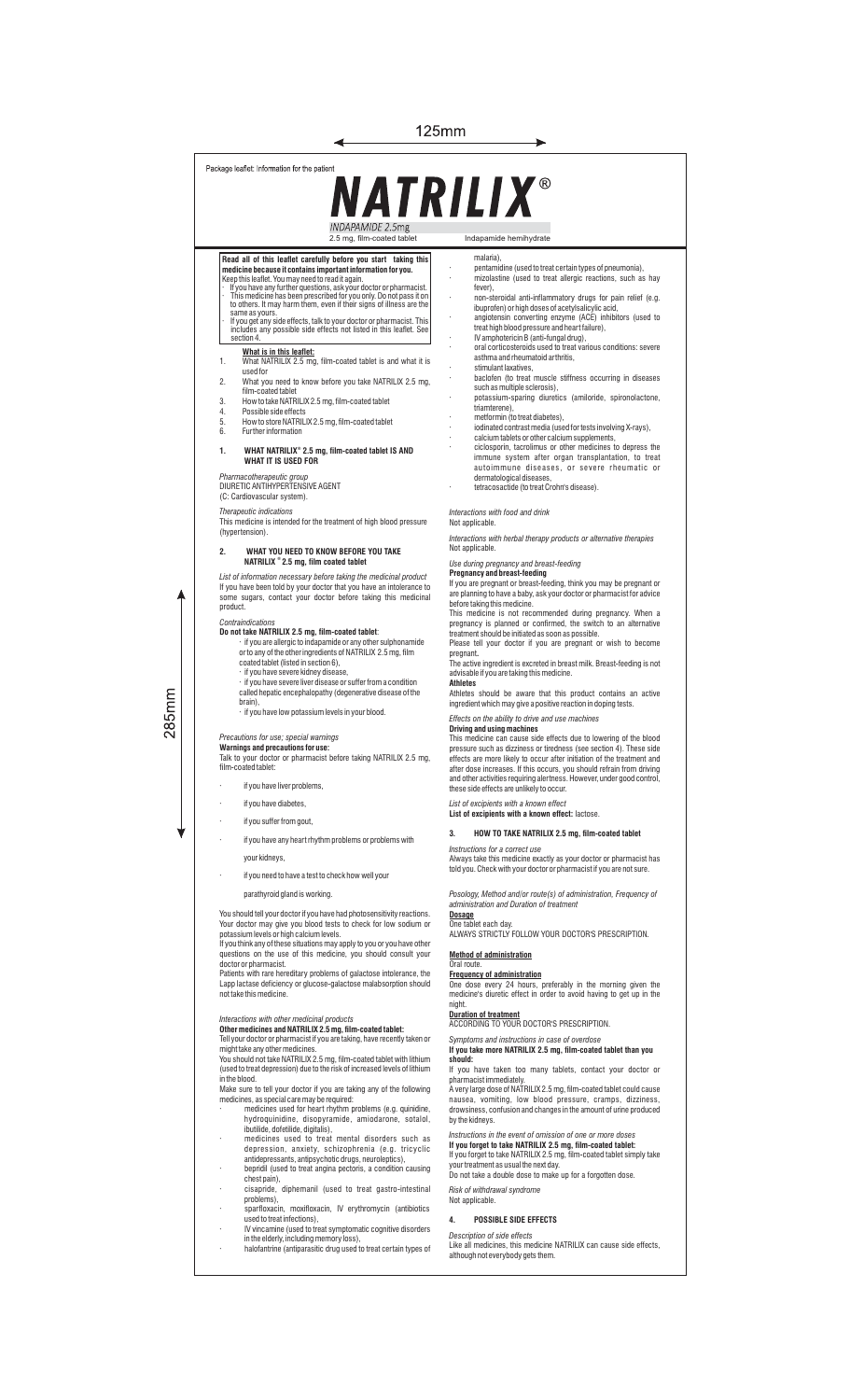Package leaflet: Information for the patient

# NATRILIX®

INDAPAMIDE 2.5mg

2.5 mg, film-coated tablet — Indapamide hemihydrate

**Read all of this leaflet carefully before you start taking this medicine because it contains important information for you.**

Keep this leaflet. You may need to read it again.

- If you have any further questions, ask your doctor or pharmacist.
- This medicine has been prescribed for you only. Do not pass it on to others. It may harm them, even if their signs of illness are the same as yours.
- If you get any side effects, talk to your doctor or pharmacist. This includes any possible side effects not listed in this leaflet. See section 4.

**What is in this leaflet:**

1. What NATRILIX 2.5 mg, film-coated tablet is and what it is used for
2. What you need to know before you take NATRILIX 2.5 mg, film-coated tablet
3. How to take NATRILIX 2.5 mg, film-coated tablet
4. Possible side effects
5. How to store NATRILIX 2.5 mg, film-coated tablet
6. Further information

## 1. WHAT NATRILIX® 2.5 mg, film-coated tablet IS AND WHAT IT IS USED FOR

*Pharmacotherapeutic group*

DIURETIC ANTIHYPERTENSIVE AGENT

(C: Cardiovascular system).

*Therapeutic indications*

This medicine is intended for the treatment of high blood pressure (hypertension).

## 2. WHAT YOU NEED TO KNOW BEFORE YOU TAKE NATRILIX® 2.5 mg, film coated tablet

*List of information necessary before taking the medicinal product*

If you have been told by your doctor that you have an intolerance to some sugars, contact your doctor before taking this medicinal product.

*Contraindications*

**Do not take NATRILIX 2.5 mg, film-coated tablet**:

- if you are allergic to indapamide or any other sulphonamide or to any of the other ingredients of NATRILIX 2.5 mg, film coated tablet (listed in section 6),
- if you have severe kidney disease,
- if you have severe liver disease or suffer from a condition called hepatic encephalopathy (degenerative disease of the brain),
- if you have low potassium levels in your blood.

*Precautions for use; special warnings*

**Warnings and precautions for use:**

Talk to your doctor or pharmacist before taking NATRILIX 2.5 mg, film-coated tablet:

- if you have liver problems,
- if you have diabetes,
- if you suffer from gout,
- if you have any heart rhythm problems or problems with your kidneys,
- if you need to have a test to check how well your parathyroid gland is working.

You should tell your doctor if you have had photosensitivity reactions.

Your doctor may give you blood tests to check for low sodium or potassium levels or high calcium levels.

If you think any of these situations may apply to you or you have other questions on the use of this medicine, you should consult your doctor or pharmacist.

Patients with rare hereditary problems of galactose intolerance, the Lapp lactase deficiency or glucose-galactose malabsorption should not take this medicine.

*Interactions with other medicinal products*

**Other medicines and NATRILIX 2.5 mg, film-coated tablet:**

Tell your doctor or pharmacist if you are taking, have recently taken or might take any other medicines.

You should not take NATRILIX 2.5 mg, film-coated tablet with lithium (used to treat depression) due to the risk of increased levels of lithium in the blood.

Make sure to tell your doctor if you are taking any of the following medicines, as special care may be required:

- medicines used for heart rhythm problems (e.g. quinidine, hydroquinidine, disopyramide, amiodarone, sotalol, ibutilide, dofetilide, digitalis),
- medicines used to treat mental disorders such as depression, anxiety, schizophrenia (e.g. tricyclic antidepressants, antipsychotic drugs, neuroleptics),
- bepridil (used to treat angina pectoris, a condition causing chest pain),
- cisapride, diphemanil (used to treat gastro-intestinal problems),
- sparfloxacin, moxifloxacin, IV erythromycin (antibiotics used to treat infections),
- IV vincamine (used to treat symptomatic cognitive disorders in the elderly, including memory loss),
- halofantrine (antiparasitic drug used to treat certain types of malaria),
- pentamidine (used to treat certain types of pneumonia),
- mizolastine (used to treat allergic reactions, such as hay fever),
- non-steroidal anti-inflammatory drugs for pain relief (e.g. ibuprofen) or high doses of acetylsalicylic acid,
- angiotensin converting enzyme (ACE) inhibitors (used to treat high blood pressure and heart failure),
- IV amphotericin B (anti-fungal drug),
- oral corticosteroids used to treat various conditions: severe asthma and rheumatoid arthritis,
- stimulant laxatives,
- baclofen (to treat muscle stiffness occurring in diseases such as multiple sclerosis),
- potassium-sparing diuretics (amiloride, spironolactone, triamterene),
- metformin (to treat diabetes),
- iodinated contrast media (used for tests involving X-rays),
- calcium tablets or other calcium supplements,
- ciclosporin, tacrolimus or other medicines to depress the immune system after organ transplantation, to treat autoimmune diseases, or severe rheumatic or dermatological diseases,
- tetracosactide (to treat Crohn's disease).

*Interactions with food and drink*

Not applicable.

*Interactions with herbal therapy products or alternative therapies*

Not applicable.

*Use during pregnancy and breast-feeding*

**Pregnancy and breast-feeding**

If you are pregnant or breast-feeding, think you may be pregnant or are planning to have a baby, ask your doctor or pharmacist for advice before taking this medicine.

This medicine is not recommended during pregnancy. When a pregnancy is planned or confirmed, the switch to an alternative treatment should be initiated as soon as possible.

Please tell your doctor if you are pregnant or wish to become pregnant.

The active ingredient is excreted in breast milk. Breast-feeding is not advisable if you are taking this medicine.

**Athletes**

Athletes should be aware that this product contains an active ingredient which may give a positive reaction in doping tests.

*Effects on the ability to drive and use machines*

**Driving and using machines**

This medicine can cause side effects due to lowering of the blood pressure such as dizziness or tiredness (see section 4). These side effects are more likely to occur after initiation of the treatment and after dose increases. If this occurs, you should refrain from driving and other activities requiring alertness. However, under good control, these side effects are unlikely to occur.

*List of excipients with a known effect*

**List of excipients with a known effect:** lactose.

## 3. HOW TO TAKE NATRILIX 2.5 mg, film-coated tablet

*Instructions for a correct use*

Always take this medicine exactly as your doctor or pharmacist has told you. Check with your doctor or pharmacist if you are not sure.

*Posology, Method and/or route(s) of administration, Frequency of administration and Duration of treatment*

**Dosage**

One tablet each day.

ALWAYS STRICTLY FOLLOW YOUR DOCTOR'S PRESCRIPTION.

**Method of administration**

Oral route.

**Frequency of administration**

One dose every 24 hours, preferably in the morning given the medicine's diuretic effect in order to avoid having to get up in the night.

**Duration of treatment**

ACCORDING TO YOUR DOCTOR'S PRESCRIPTION.

*Symptoms and instructions in case of overdose*

**If you take more NATRILIX 2.5 mg, film-coated tablet than you should:**

If you have taken too many tablets, contact your doctor or pharmacist immediately.

A very large dose of NATRILIX 2.5 mg, film-coated tablet could cause nausea, vomiting, low blood pressure, cramps, dizziness, drowsiness, confusion and changes in the amount of urine produced by the kidneys.

*Instructions in the event of omission of one or more doses*

**If you forget to take NATRILIX 2.5 mg, film-coated tablet:**

If you forget to take NATRILIX 2.5 mg, film-coated tablet simply take your treatment as usual the next day.

Do not take a double dose to make up for a forgotten dose.

*Risk of withdrawal syndrome*

Not applicable.

## 4. POSSIBLE SIDE EFFECTS

*Description of side effects*

Like all medicines, this medicine NATRILIX can cause side effects, although not everybody gets them.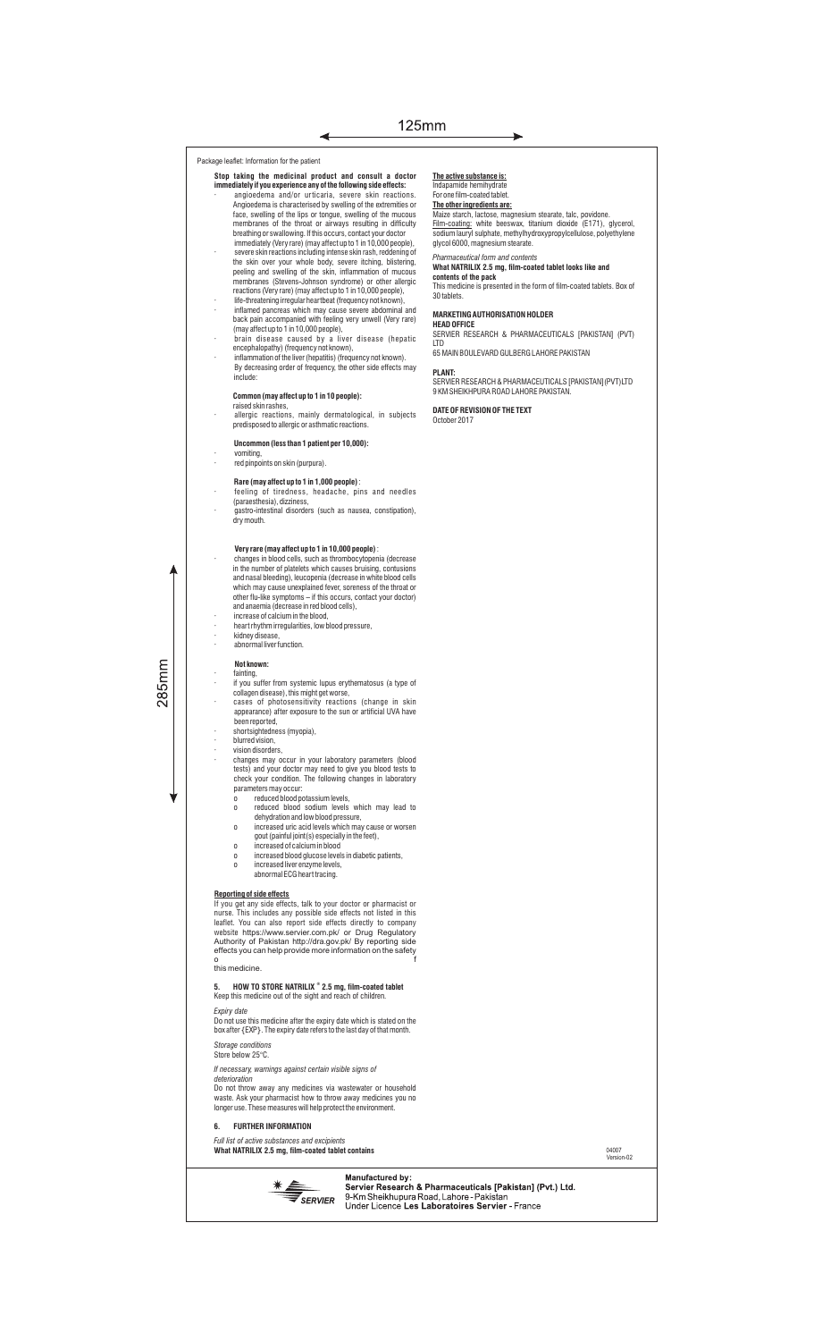Package leaflet: Information for the patient

**Stop taking the medicinal product and consult a doctor immediately if you experience any of the following side effects:**

- angioedema and/or urticaria, severe skin reactions. Angioedema is characterised by swelling of the extremities or face, swelling of the lips or tongue, swelling of the mucous membranes of the throat or airways resulting in difficulty breathing or swallowing. If this occurs, contact your doctor immediately (Very rare) (may affect up to 1 in 10,000 people),
- severe skin reactions including intense skin rash, reddening of the skin over your whole body, severe itching, blistering, peeling and swelling of the skin, inflammation of mucous membranes (Stevens-Johnson syndrome) or other allergic reactions (Very rare) (may affect up to 1 in 10,000 people),
- life-threatening irregular heartbeat (frequency not known),
- inflamed pancreas which may cause severe abdominal and back pain accompanied with feeling very unwell (Very rare) (may affect up to 1 in 10,000 people),
- brain disease caused by a liver disease (hepatic encephalopathy) (frequency not known),
- inflammation of the liver (hepatitis) (frequency not known).

By decreasing order of frequency, the other side effects may include:

**Common (may affect up to 1 in 10 people):**

raised skin rashes,

- allergic reactions, mainly dermatological, in subjects predisposed to allergic or asthmatic reactions.

**Uncommon (less than 1 patient per 10,000):**

- vomiting,
- red pinpoints on skin (purpura).

**Rare (may affect up to 1 in 1,000 people)** :

- feeling of tiredness, headache, pins and needles (paraesthesia), dizziness,
- gastro-intestinal disorders (such as nausea, constipation), dry mouth.

**Very rare (may affect up to 1 in 10,000 people)** :

- changes in blood cells, such as thrombocytopenia (decrease in the number of platelets which causes bruising, contusions and nasal bleeding), leucopenia (decrease in white blood cells which may cause unexplained fever, soreness of the throat or other flu-like symptoms – if this occurs, contact your doctor) and anaemia (decrease in red blood cells),
- increase of calcium in the blood,
- heart rhythm irregularities, low blood pressure,
- kidney disease,
- abnormal liver function.

**Not known:**

- fainting,
- if you suffer from systemic lupus erythematosus (a type of collagen disease), this might get worse,
- cases of photosensitivity reactions (change in skin appearance) after exposure to the sun or artificial UVA have been reported,
- shortsightedness (myopia),
- blurred vision,
- vision disorders,
- changes may occur in your laboratory parameters (blood tests) and your doctor may need to give you blood tests to check your condition. The following changes in laboratory parameters may occur:
  - reduced blood potassium levels,
  - reduced blood sodium levels which may lead to dehydration and low blood pressure,
  - increased uric acid levels which may cause or worsen gout (painful joint(s) especially in the feet),
  - increased of calcium in blood
  - increased blood glucose levels in diabetic patients,
  - increased liver enzyme levels,
  - abnormal ECG heart tracing.

**Reporting of side effects**

If you get any side effects, talk to your doctor or pharmacist or nurse. This includes any possible side effects not listed in this leaflet. You can also report side effects directly to company website https://www.servier.com.pk/ or Drug Regulatory Authority of Pakistan http://dra.gov.pk/ By reporting side effects you can help provide more information on the safety o f this medicine.

## 5. HOW TO STORE NATRILIX ® 2.5 mg, film-coated tablet

Keep this medicine out of the sight and reach of children.

*Expiry date*

Do not use this medicine after the expiry date which is stated on the box after {EXP}. The expiry date refers to the last day of that month.

*Storage conditions*

Store below 25°C.

*If necessary, warnings against certain visible signs of deterioration*

Do not throw away any medicines via wastewater or household waste. Ask your pharmacist how to throw away medicines you no longer use. These measures will help protect the environment.

## 6. FURTHER INFORMATION

*Full list of active substances and excipients*

**What NATRILIX 2.5 mg, film-coated tablet contains**

**The active substance is:**

Indapamide hemihydrate

For one film-coated tablet.

**The other ingredients are:**

Maize starch, lactose, magnesium stearate, talc, povidone.

Film-coating: white beeswax, titanium dioxide (E171), glycerol, sodium lauryl sulphate, methylhydroxypropylcellulose, polyethylene glycol 6000, magnesium stearate.

*Pharmaceutical form and contents*

**What NATRILIX 2.5 mg, film-coated tablet looks like and contents of the pack**

This medicine is presented in the form of film-coated tablets. Box of 30 tablets.

**MARKETING AUTHORISATION HOLDER**

**HEAD OFFICE**

SERVIER RESEARCH & PHARMACEUTICALS [PAKISTAN] (PVT) LTD

65 MAIN BOULEVARD GULBERG LAHORE PAKISTAN

**PLANT:**

SERVIER RESEARCH & PHARMACEUTICALS [PAKISTAN] (PVT) LTD 9 KM SHEIKHPURA ROAD LAHORE PAKISTAN.

**DATE OF REVISION OF THE TEXT**

October 2017

04007
Version-02

**Manufactured by:**
**Servier Research & Pharmaceuticals [Pakistan] (Pvt.) Ltd.**
9-Km Sheikhupura Road, Lahore - Pakistan
Under Licence **Les Laboratoires Servier** - France